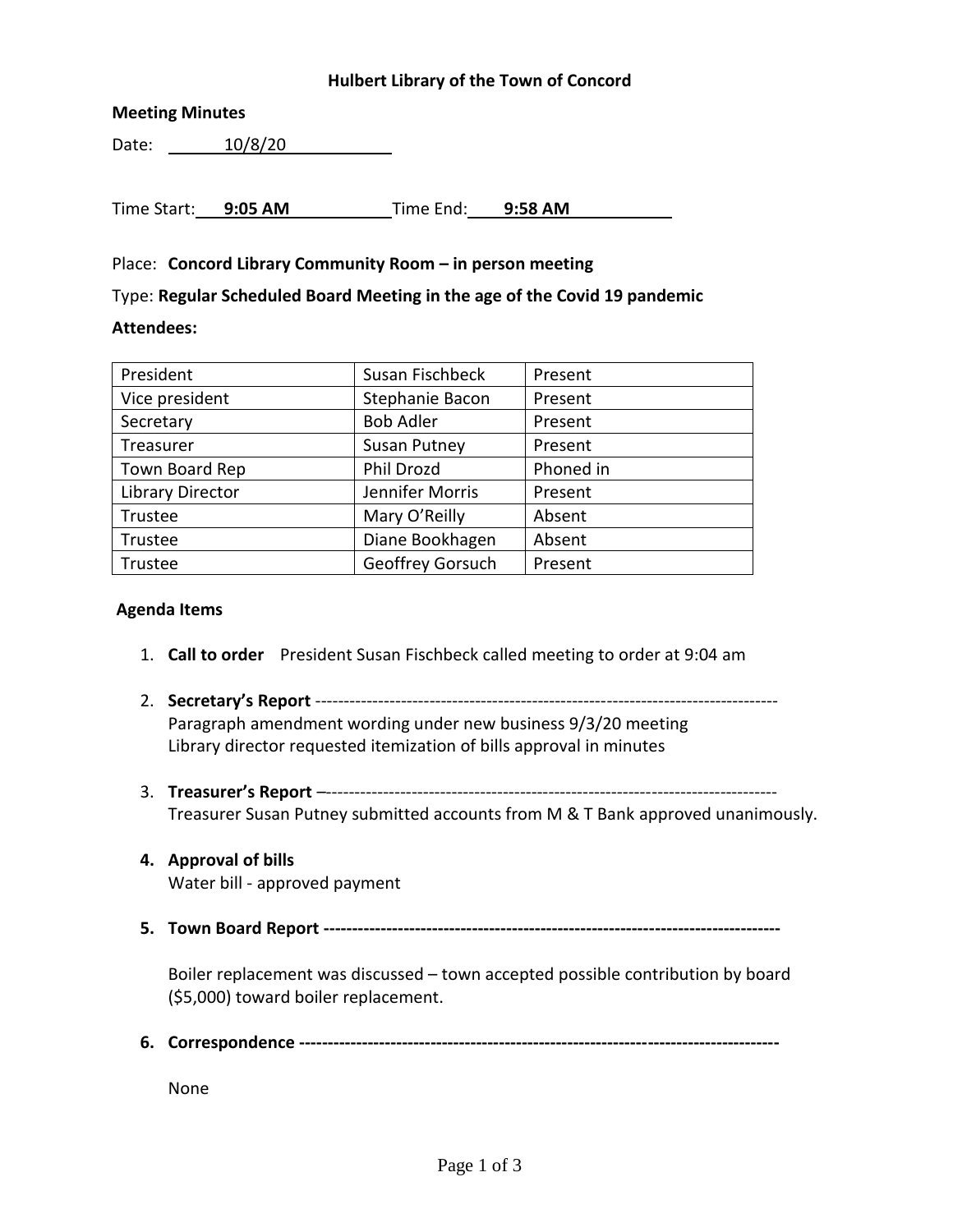**Hulbert Library of the Town of Concord**

**Meeting Minutes**

Date: 10/8/20

Time Start: **9:05 AM** Time End: **9:58 AM**

Place: **Concord Library Community Room – in person meeting**

Type: **Regular Scheduled Board Meeting in the age of the Covid 19 pandemic**

**Attendees:**

| | | |
|---|---|---|
| President | Susan Fischbeck | Present |
| Vice president | Stephanie Bacon | Present |
| Secretary | Bob Adler | Present |
| Treasurer | Susan Putney | Present |
| Town Board Rep | Phil Drozd | Phoned in |
| Library Director | Jennifer Morris | Present |
| Trustee | Mary O'Reilly | Absent |
| Trustee | Diane Bookhagen | Absent |
| Trustee | Geoffrey Gorsuch | Present |

**Agenda Items**

1. **Call to order** President Susan Fischbeck called meeting to order at 9:04 am

2. **Secretary's Report** ---------------------------------------------------------------------------------
   Paragraph amendment wording under new business 9/3/20 meeting
   Library director requested itemization of bills approval in minutes

3. **Treasurer's Report** –--------------------------------------------------------------------------------
   Treasurer Susan Putney submitted accounts from M & T Bank approved unanimously.

4. **Approval of bills**
   Water bill - approved payment

5. **Town Board Report --------------------------------------------------------------------------------**

   Boiler replacement was discussed – town accepted possible contribution by board ($5,000) toward boiler replacement.

6. **Correspondence ----------------------------------------------------------------------------------**

   None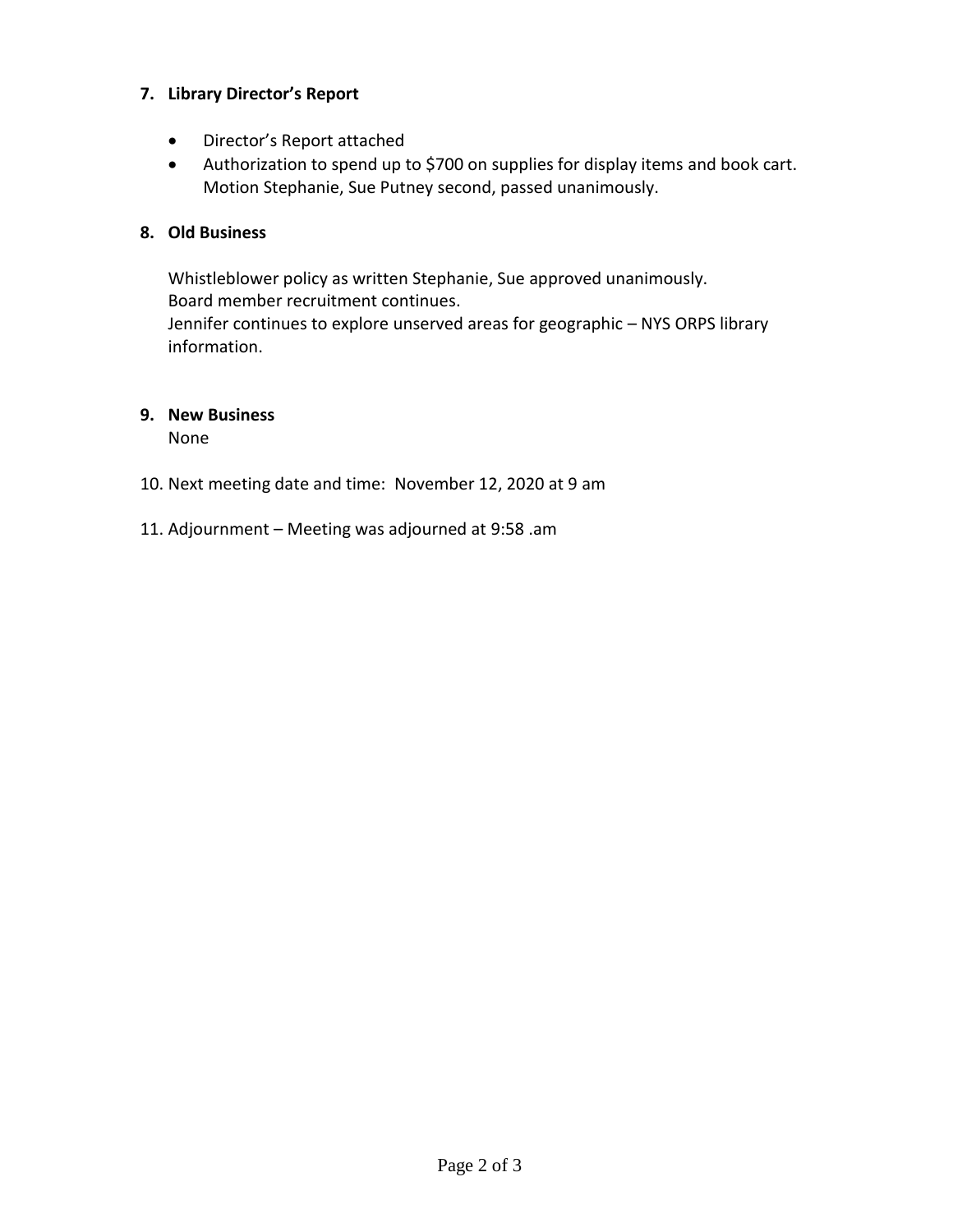7. **Library Director's Report**

   - Director's Report attached
   - Authorization to spend up to $700 on supplies for display items and book cart. Motion Stephanie, Sue Putney second, passed unanimously.

8. **Old Business**

   Whistleblower policy as written Stephanie, Sue approved unanimously.
   Board member recruitment continues.
   Jennifer continues to explore unserved areas for geographic – NYS ORPS library information.

9. **New Business**
   None

10. Next meeting date and time: November 12, 2020 at 9 am

11. Adjournment – Meeting was adjourned at 9:58 .am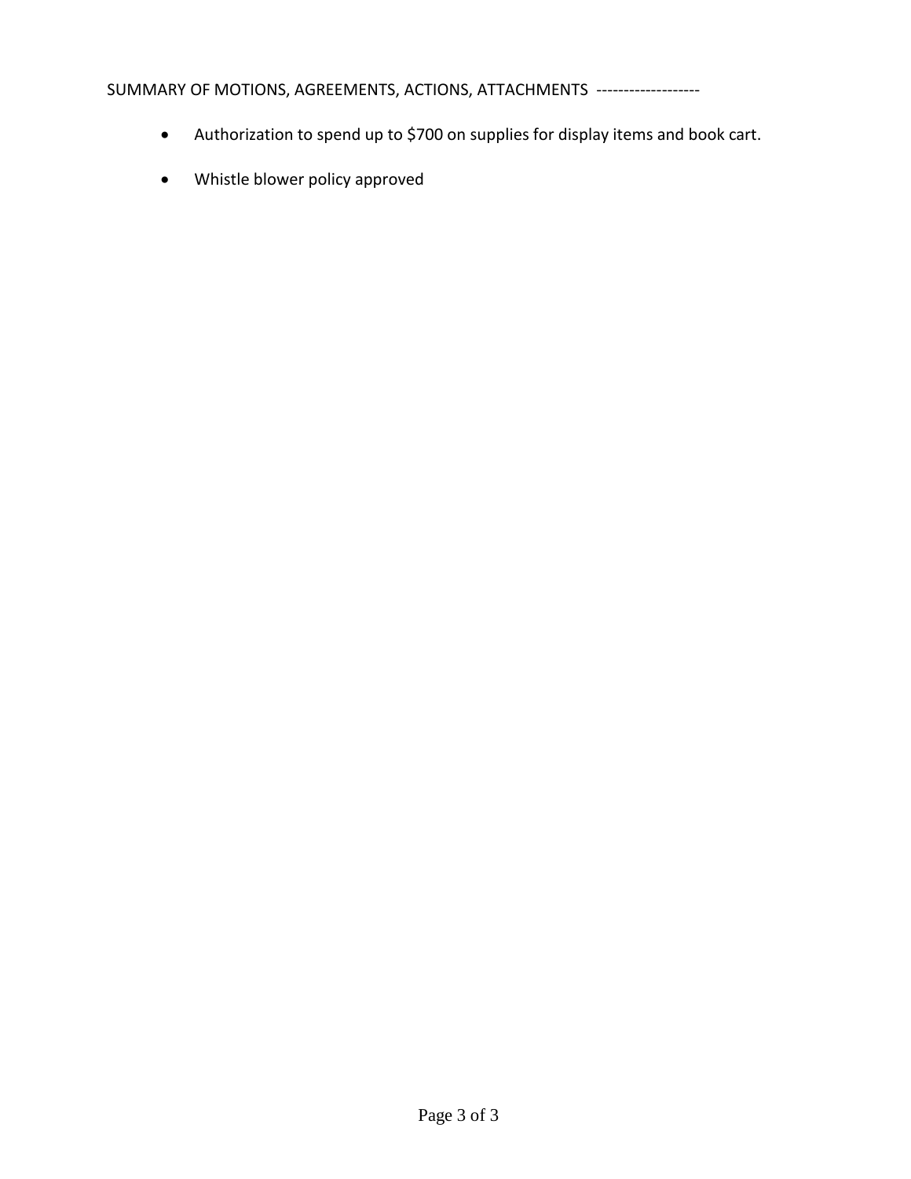SUMMARY OF MOTIONS, AGREEMENTS, ACTIONS, ATTACHMENTS -------------------

- Authorization to spend up to $700 on supplies for display items and book cart.
- Whistle blower policy approved